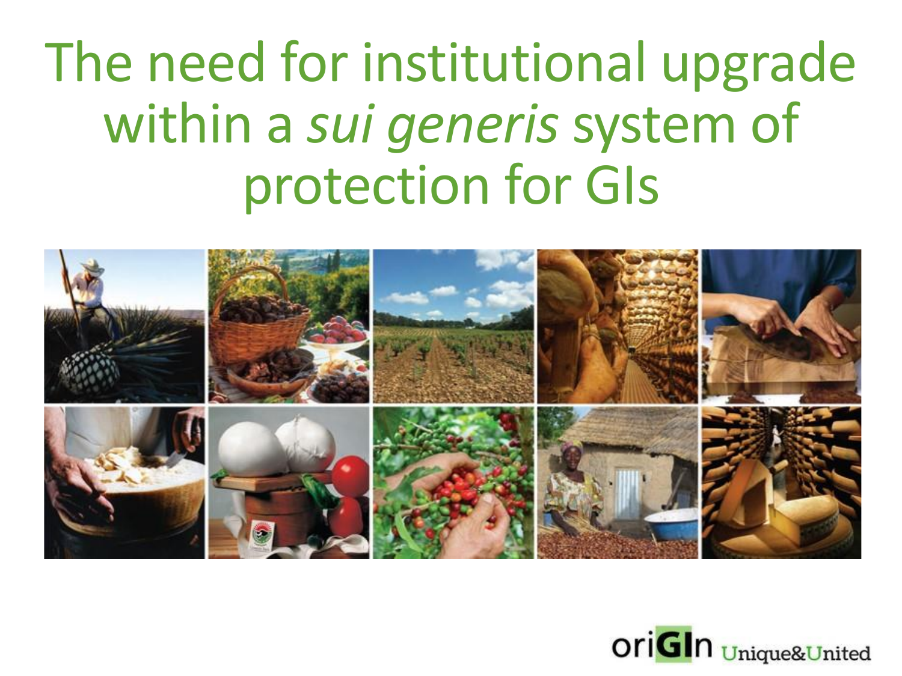# The need for institutional upgrade within a *sui generis* system of protection for GIs

oriGIn Unique&United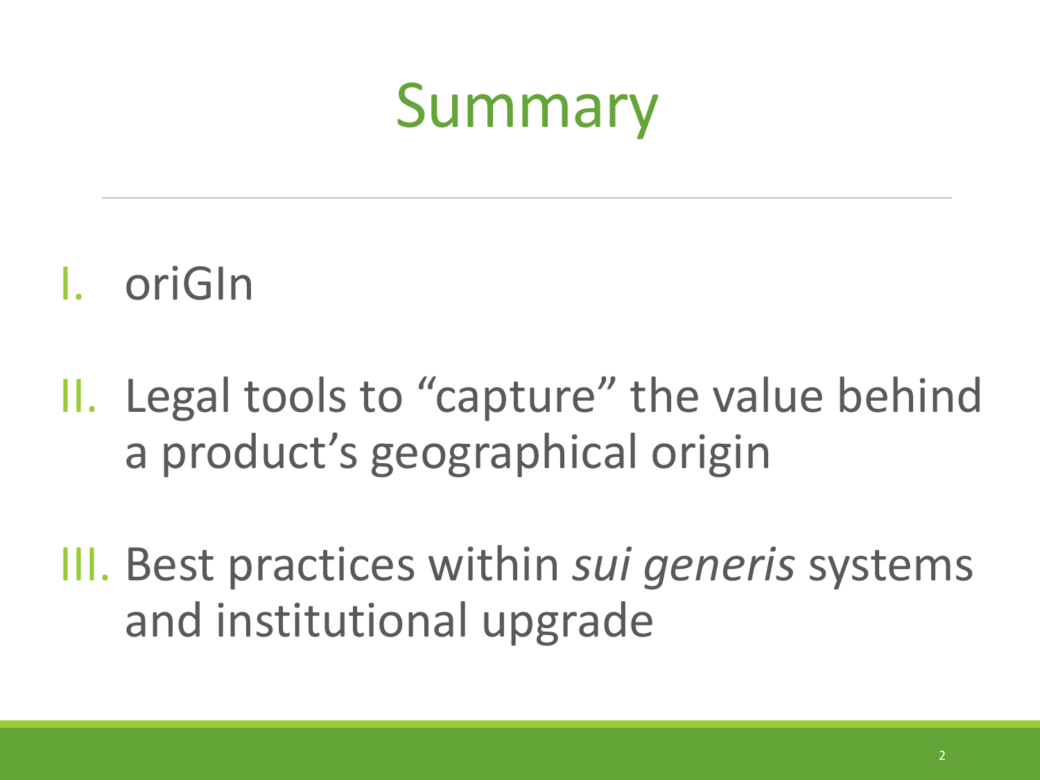# Summary

I. oriGIn

II. Legal tools to "capture" the value behind a product's geographical origin

III. Best practices within *sui generis* systems and institutional upgrade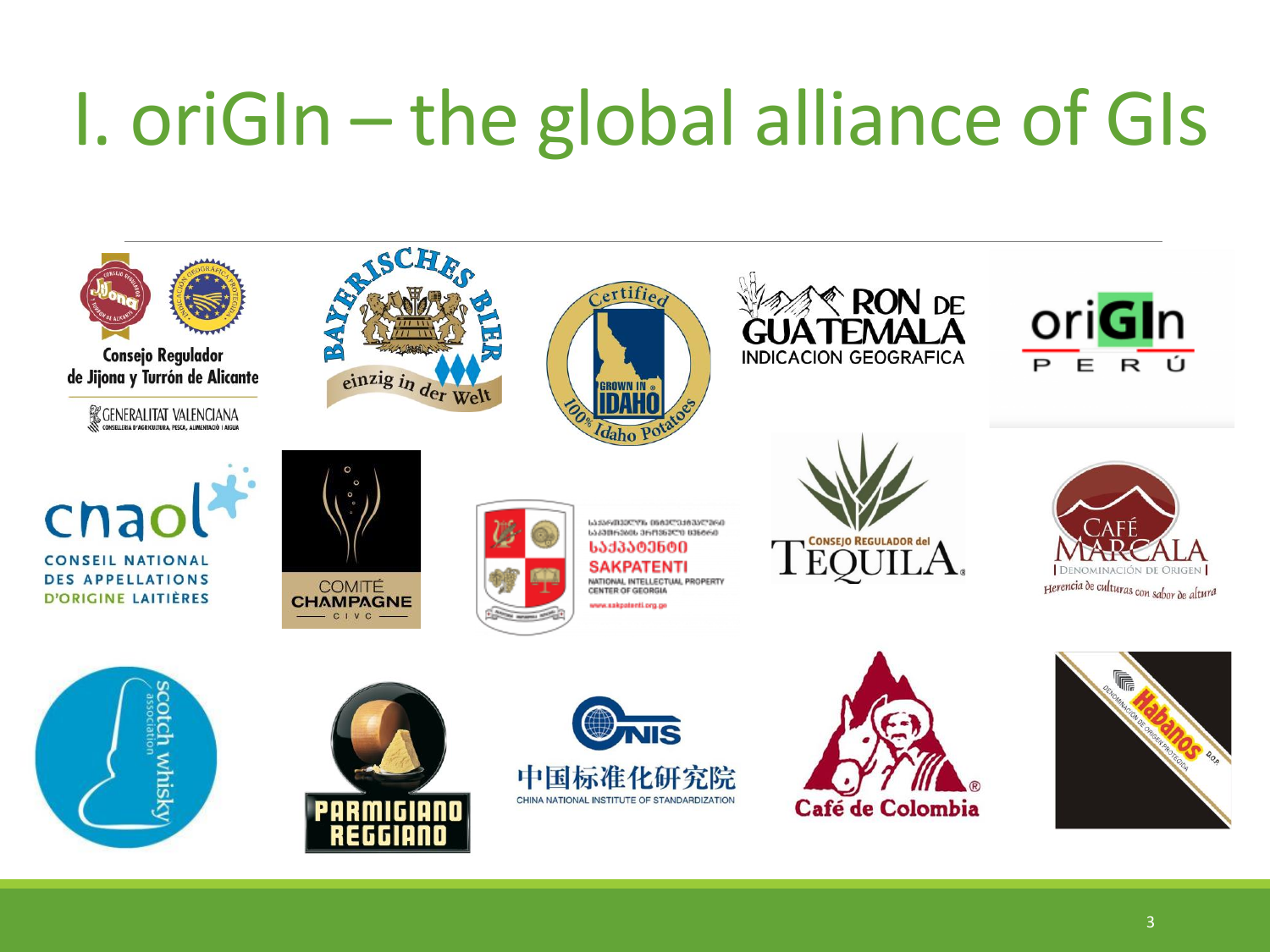# I. oriGIn – the global alliance of GIs

Consejo Regulador de Jijona y Turrón de Alicante

GENERALITAT VALENCIANA

BAYERISCHES BIER einzig in der Welt

Certified GROWN IN IDAHO 100% Idaho Potatoes

RON DE GUATEMALA INDICACION GEOGRAFICA

oriGIn PERÚ

cnaol CONSEIL NATIONAL DES APPELLATIONS D'ORIGINE LAITIÈRES

COMITÉ CHAMPAGNE CIVC

საქპატენტი SAKPATENTI NATIONAL INTELLECTUAL PROPERTY CENTER OF GEORGIA www.sakpatenti.org.ge

CONSEJO REGULADOR del TEQUILA

CAFÉ MARCALA DENOMINACIÓN DE ORIGEN Herencia de culturas con sabor de altura

scotch whisky association

PARMIGIANO REGGIANO

CNIS 中国标准化研究院 CHINA NATIONAL INSTITUTE OF STANDARDIZATION

Café de Colombia

Habanos D.O.P. DENOMINACIÓN DE ORIGEN PROTEGIDA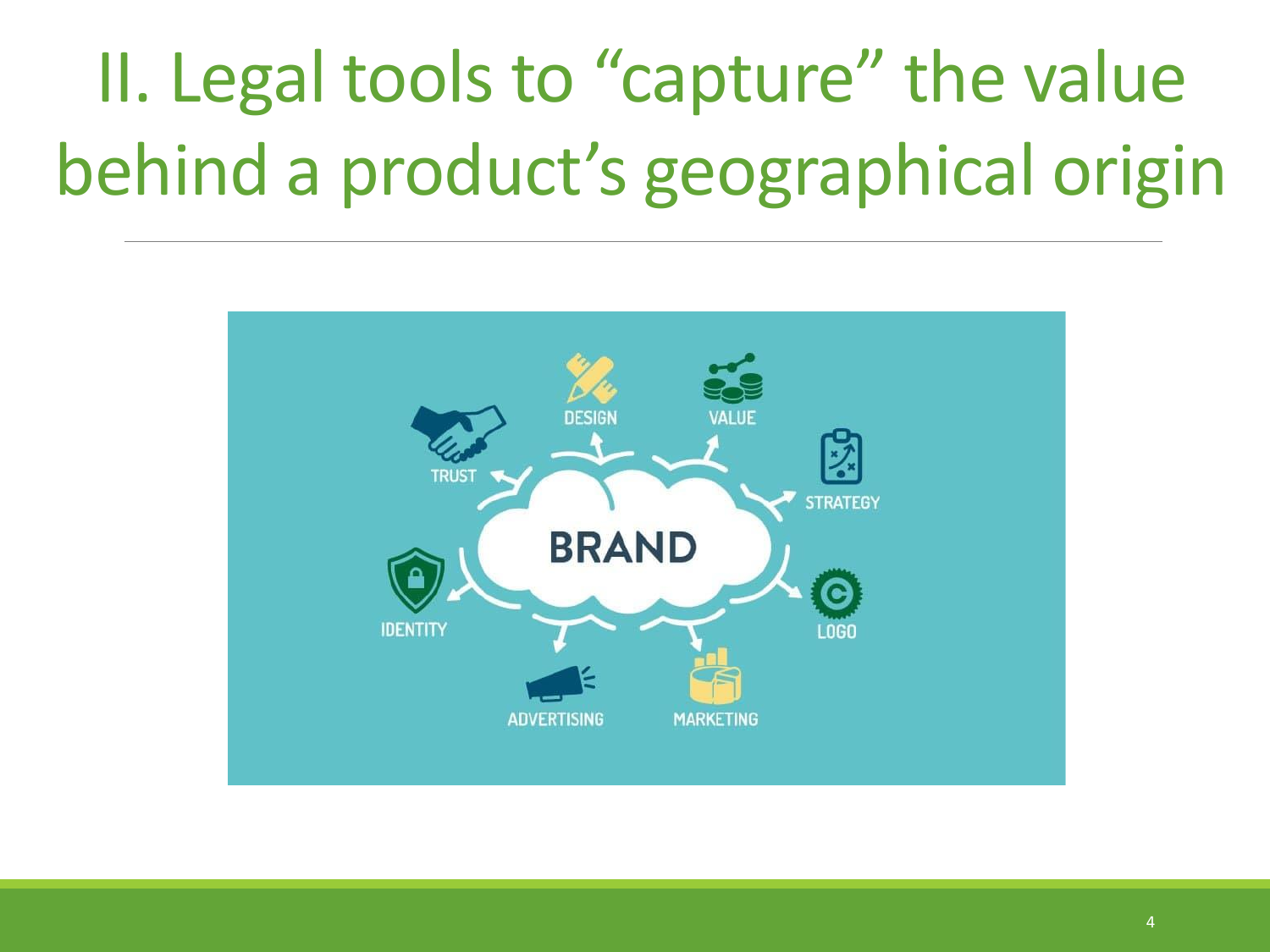# II. Legal tools to "capture" the value behind a product's geographical origin

BRAND

TRUST

DESIGN

VALUE

STRATEGY

IDENTITY

LOGO

ADVERTISING

MARKETING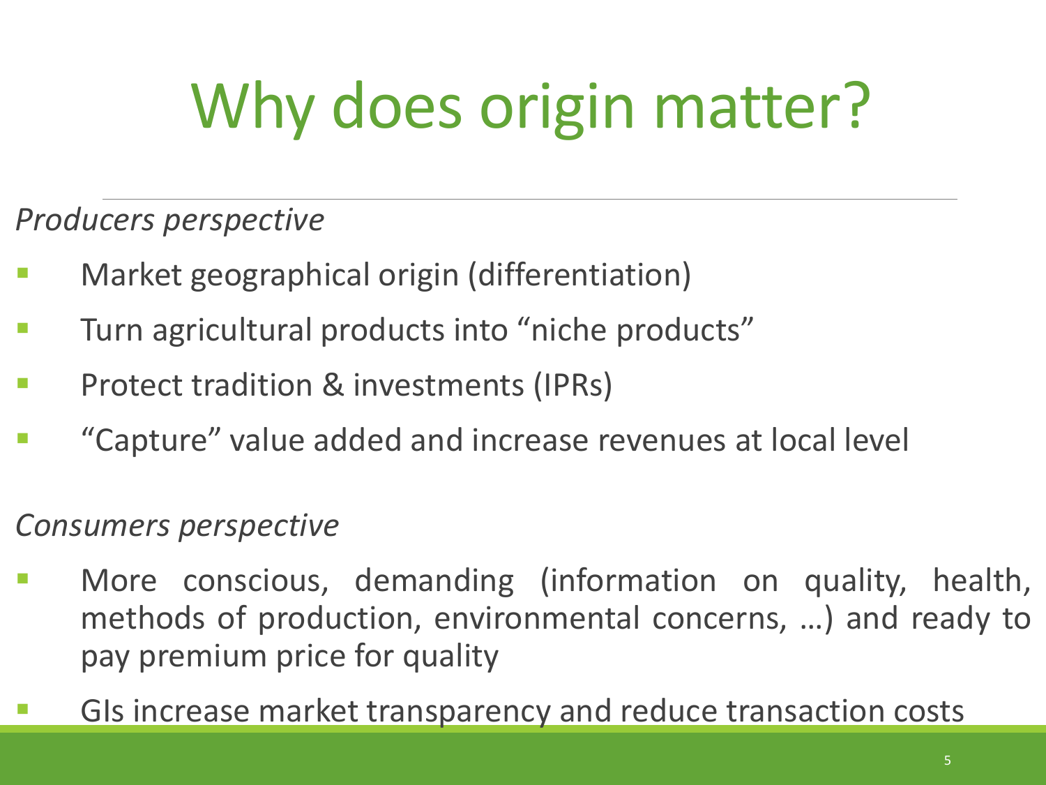# Why does origin matter?

*Producers perspective*

- Market geographical origin (differentiation)
- Turn agricultural products into “niche products”
- Protect tradition & investments (IPRs)
- “Capture” value added and increase revenues at local level

*Consumers perspective*

- More conscious, demanding (information on quality, health, methods of production, environmental concerns, …) and ready to pay premium price for quality
- GIs increase market transparency and reduce transaction costs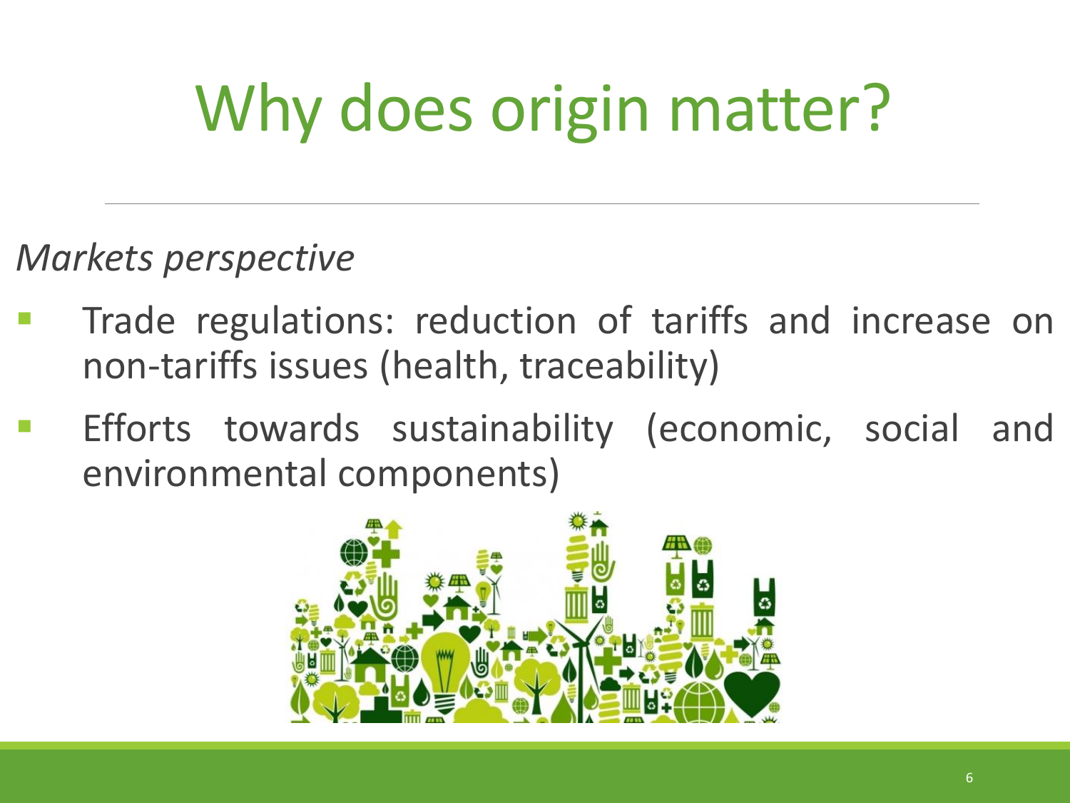# Why does origin matter?

*Markets perspective*

- Trade regulations: reduction of tariffs and increase on non-tariffs issues (health, traceability)
- Efforts towards sustainability (economic, social and environmental components)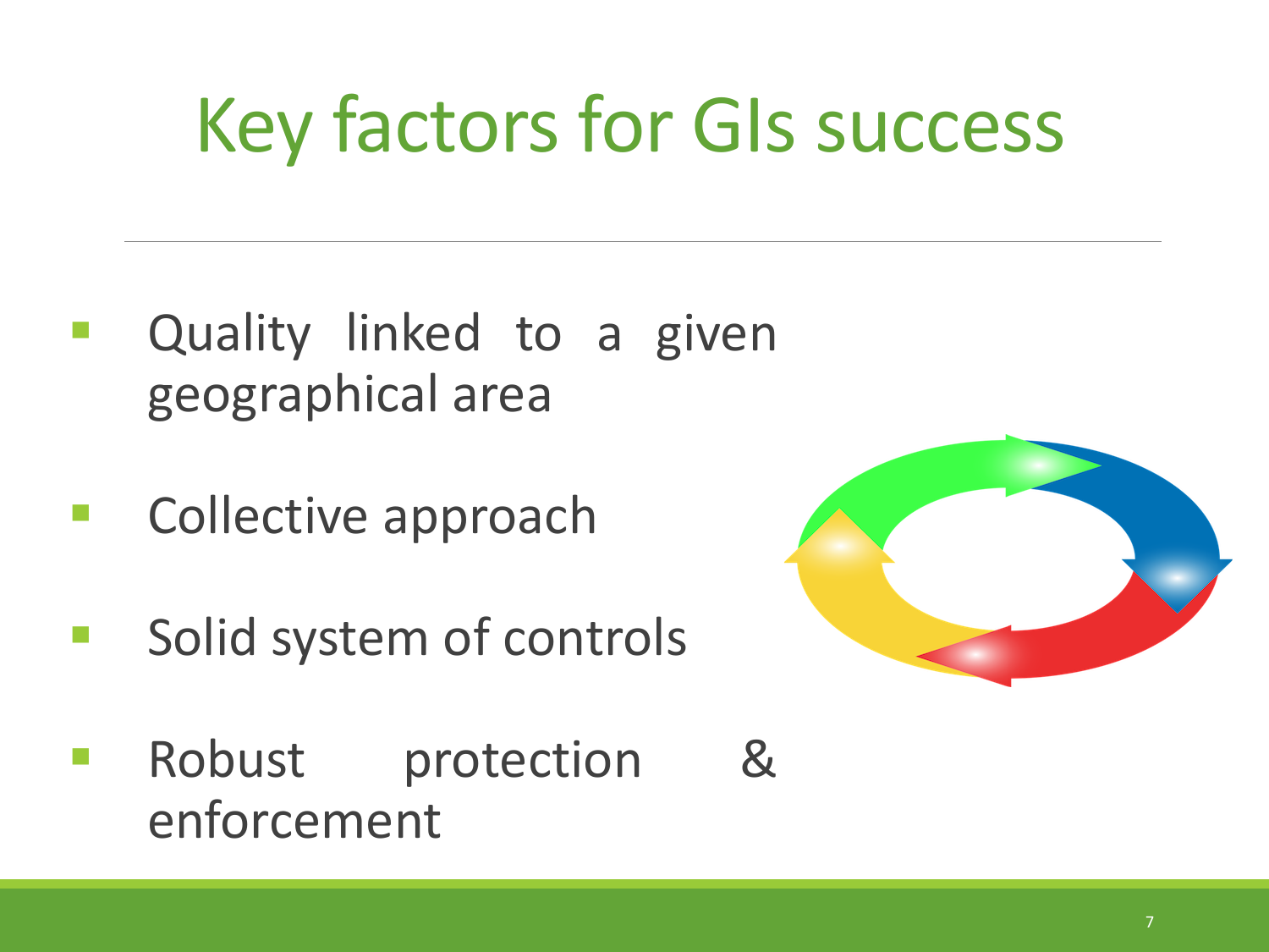# Key factors for GIs success

- Quality linked to a given geographical area
- Collective approach
- Solid system of controls
- Robust protection & enforcement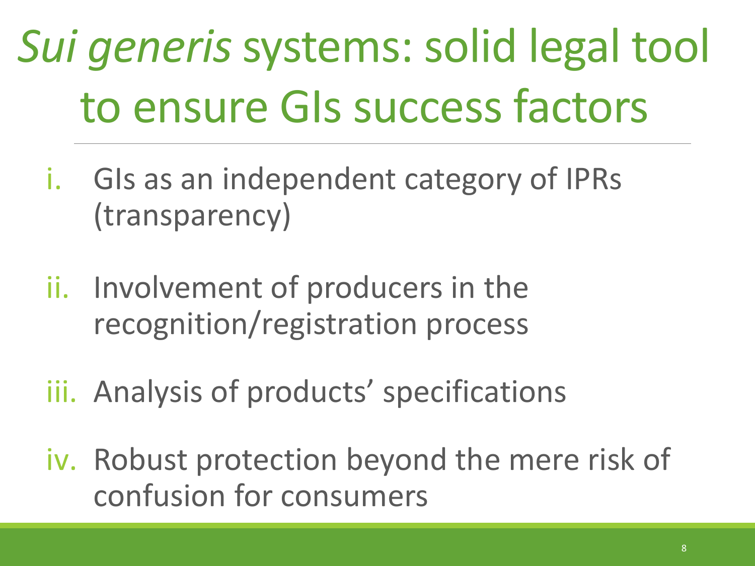# *Sui generis* systems: solid legal tool to ensure GIs success factors

i. GIs as an independent category of IPRs (transparency)

ii. Involvement of producers in the recognition/registration process

iii. Analysis of products' specifications

iv. Robust protection beyond the mere risk of confusion for consumers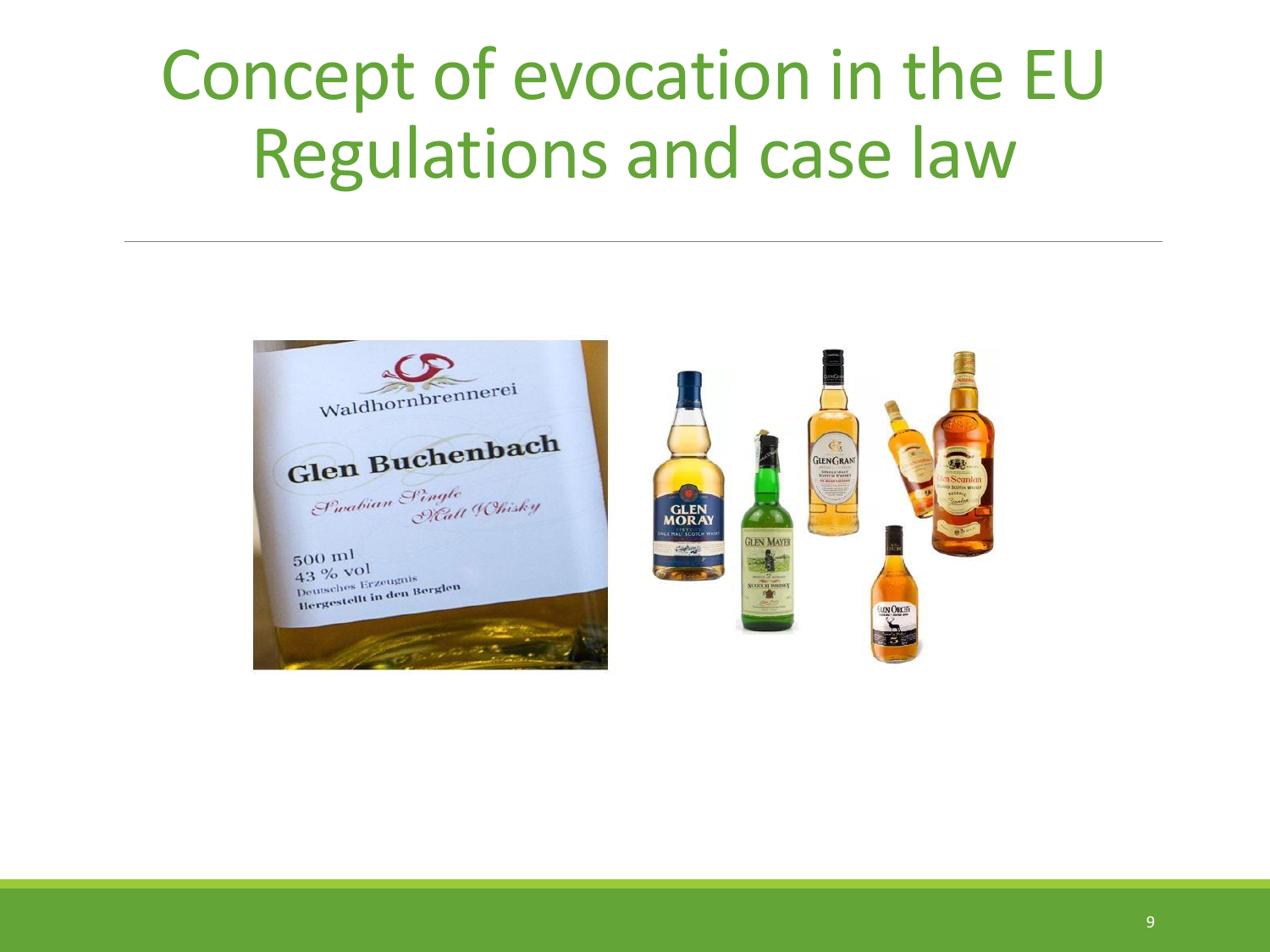# Concept of evocation in the EU Regulations and case law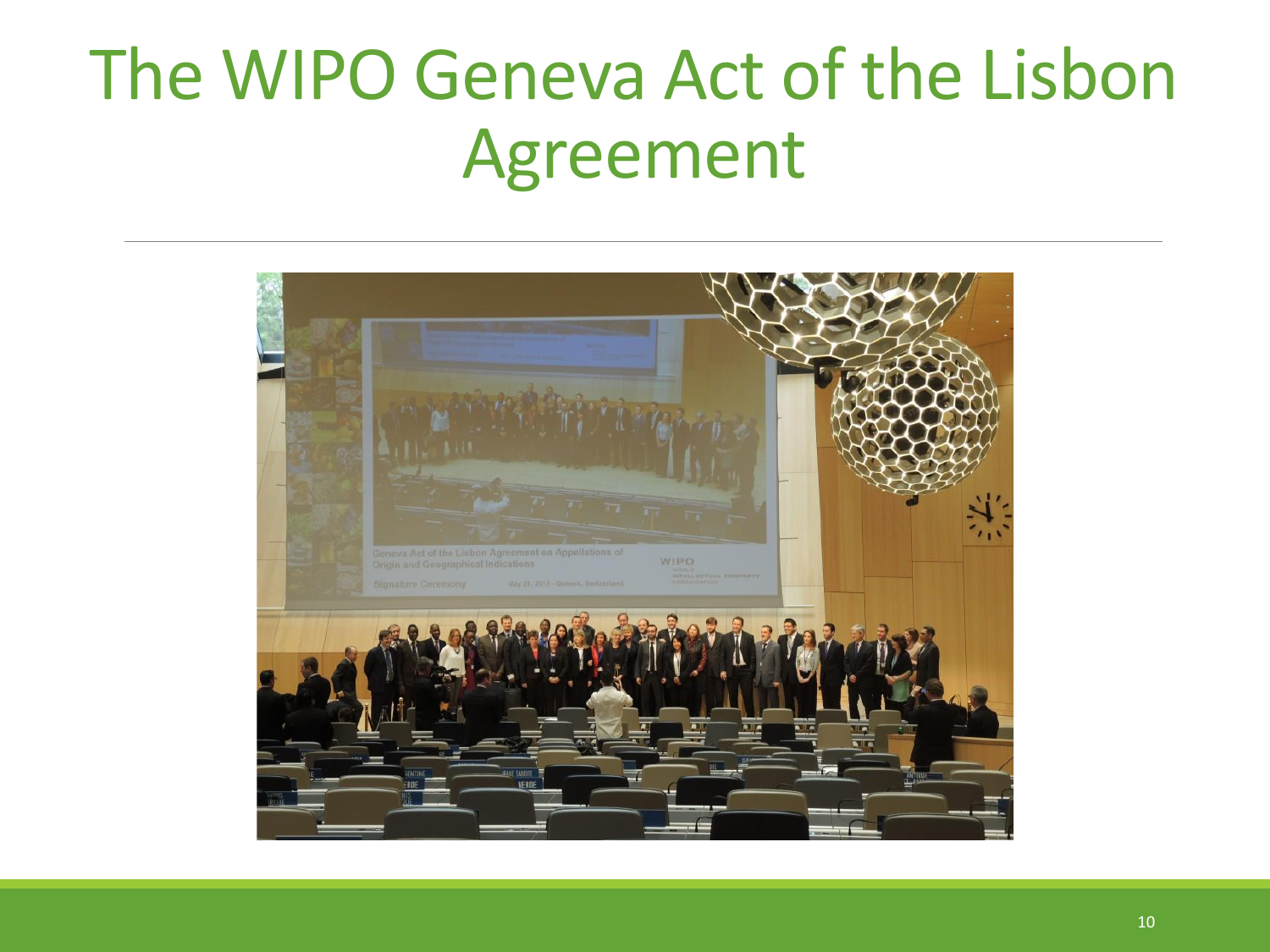# The WIPO Geneva Act of the Lisbon Agreement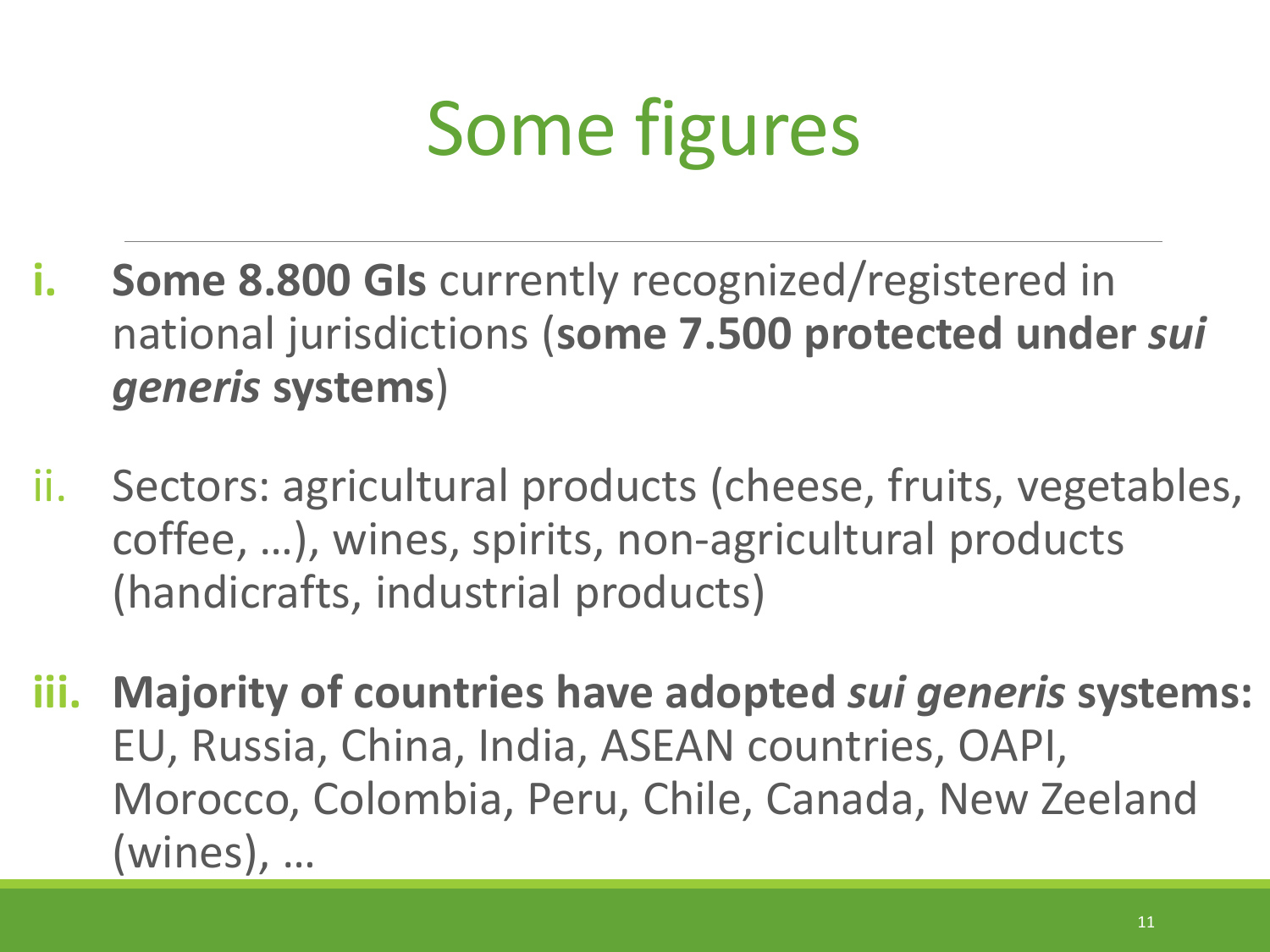# Some figures

i. **Some 8.800 GIs** currently recognized/registered in national jurisdictions (**some 7.500 protected under *sui generis* systems**)

ii. Sectors: agricultural products (cheese, fruits, vegetables, coffee, …), wines, spirits, non-agricultural products (handicrafts, industrial products)

iii. **Majority of countries have adopted *sui generis* systems:** EU, Russia, China, India, ASEAN countries, OAPI, Morocco, Colombia, Peru, Chile, Canada, New Zeeland (wines), …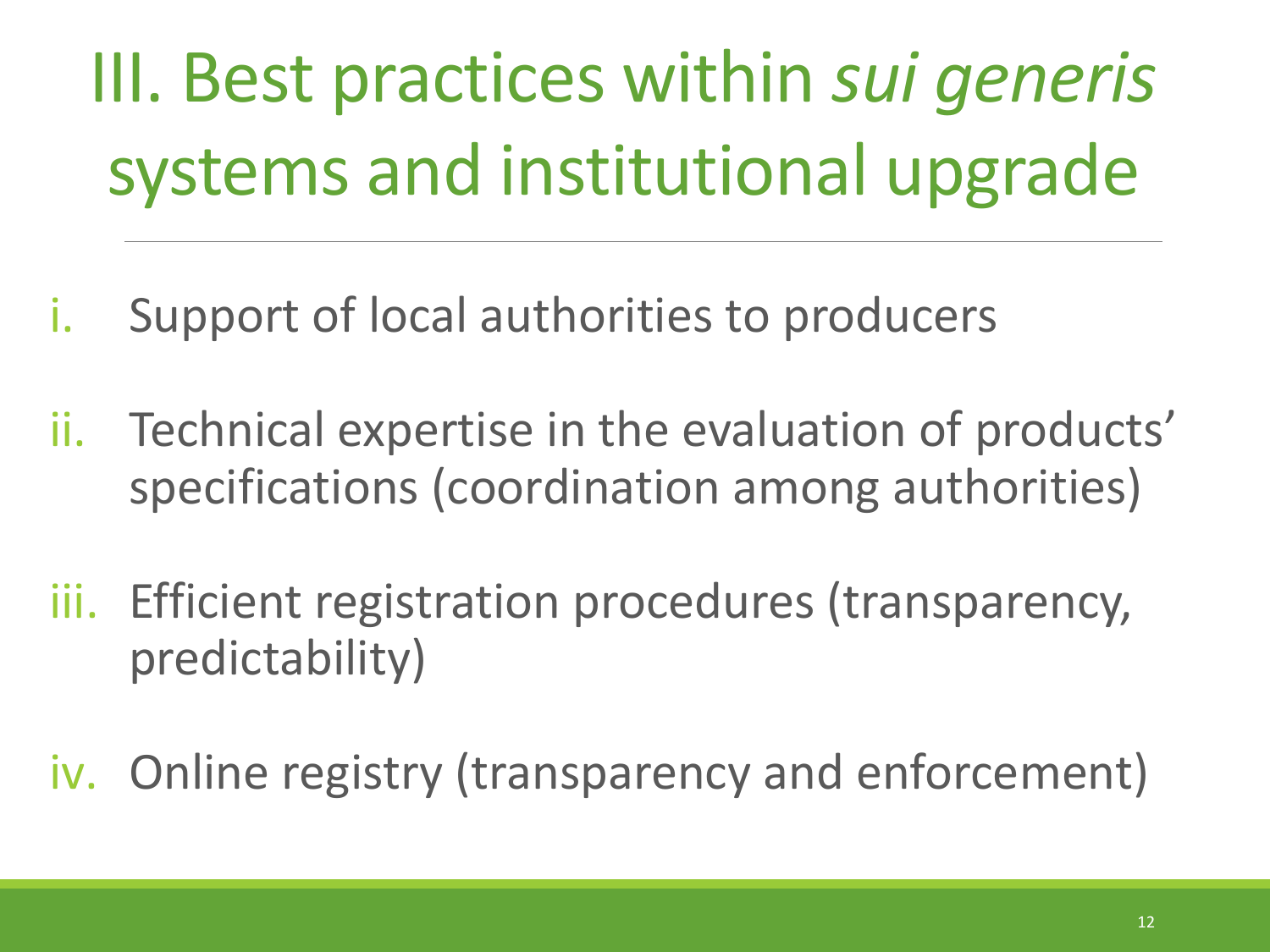# III. Best practices within *sui generis* systems and institutional upgrade

i. Support of local authorities to producers

ii. Technical expertise in the evaluation of products' specifications (coordination among authorities)

iii. Efficient registration procedures (transparency, predictability)

iv. Online registry (transparency and enforcement)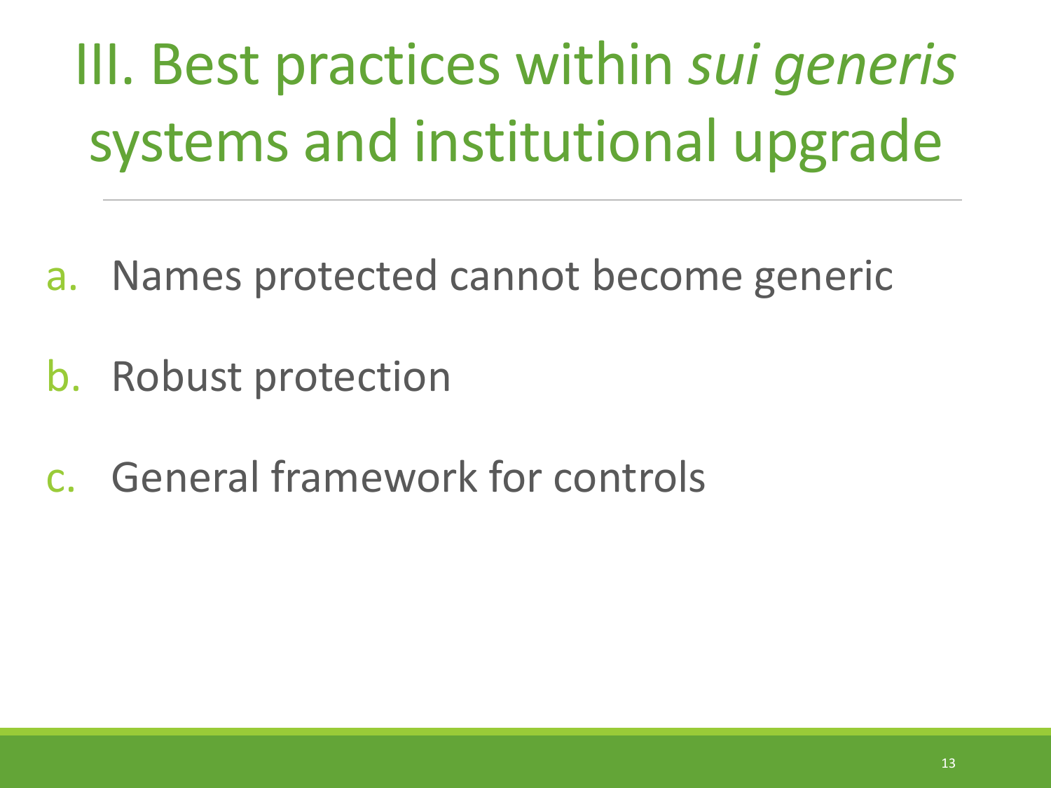# III. Best practices within *sui generis* systems and institutional upgrade

a. Names protected cannot become generic

b. Robust protection

c. General framework for controls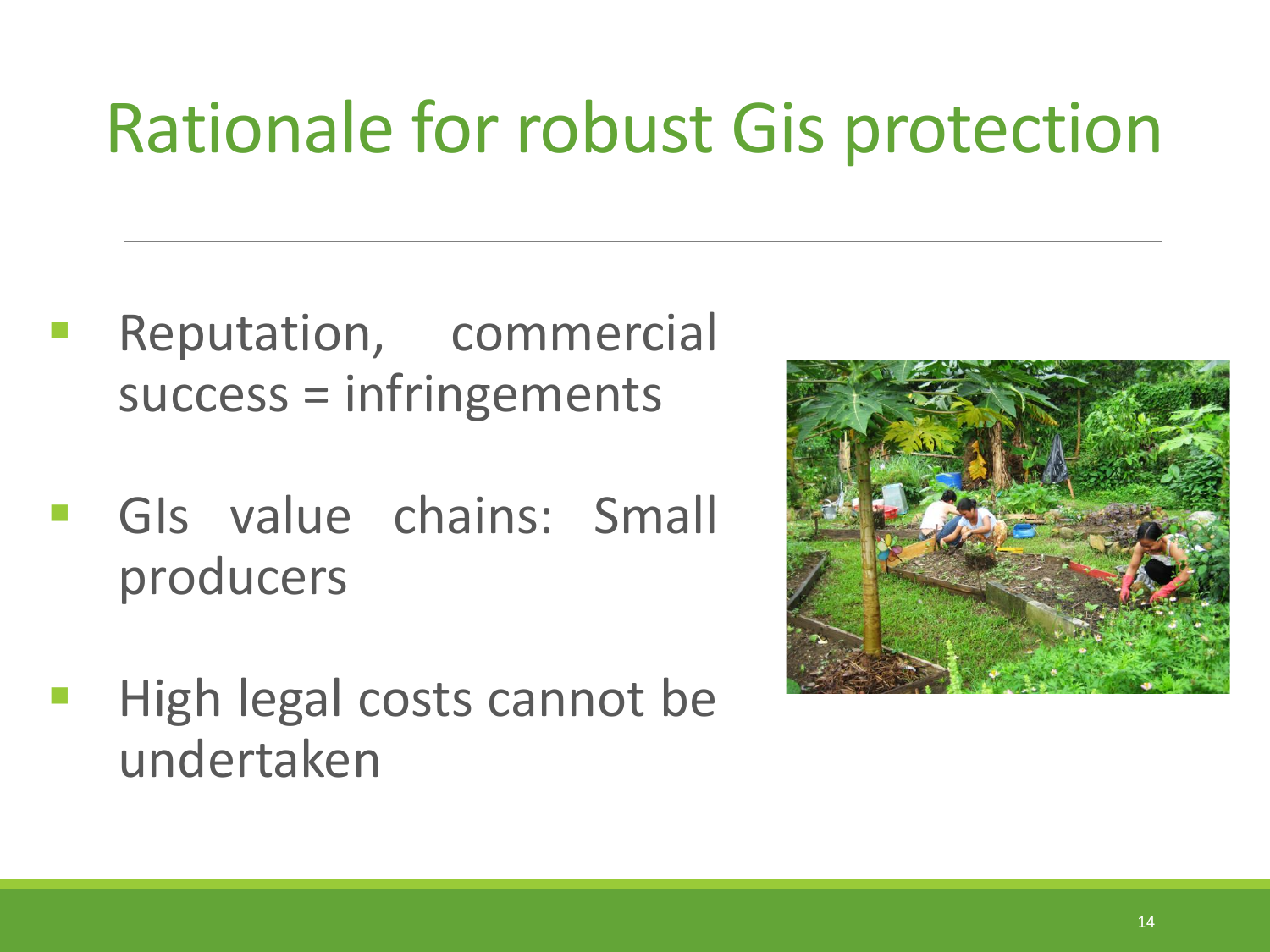# Rationale for robust Gis protection

- Reputation, commercial success = infringements
- GIs value chains: Small producers
- High legal costs cannot be undertaken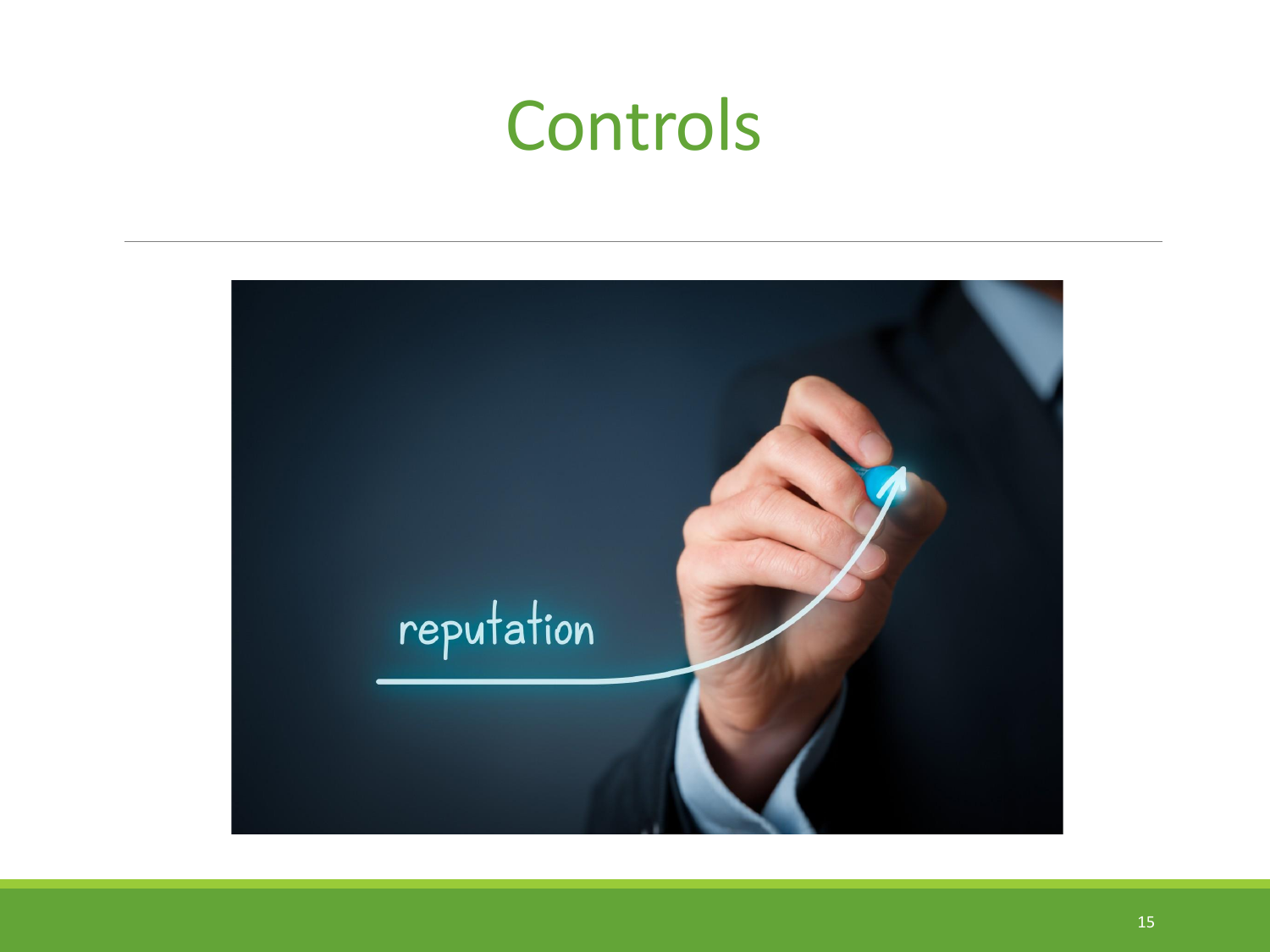# Controls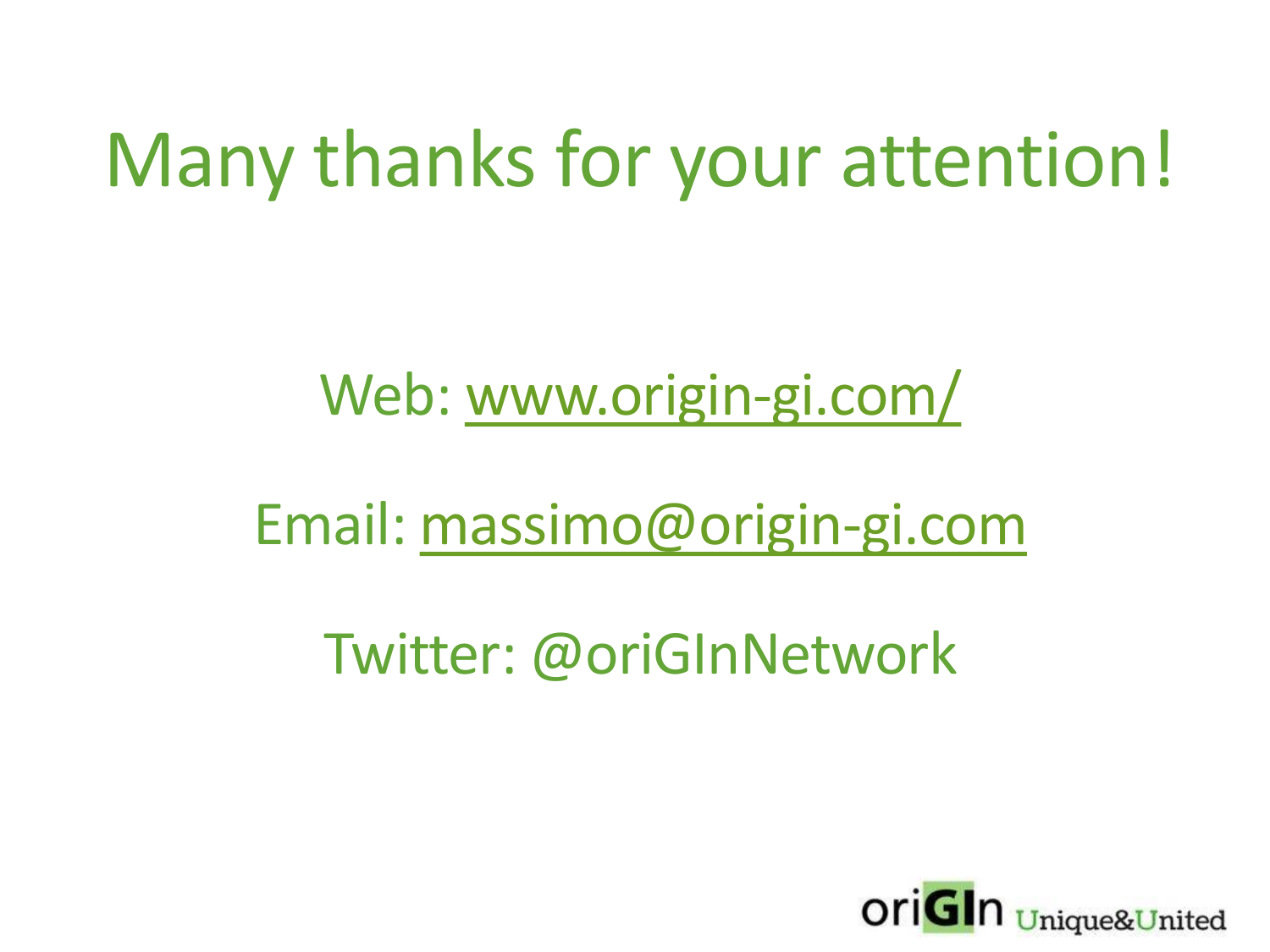# Many thanks for your attention!

Web: www.origin-gi.com/

Email: massimo@origin-gi.com

Twitter: @oriGInNetwork

oriGIn Unique&United